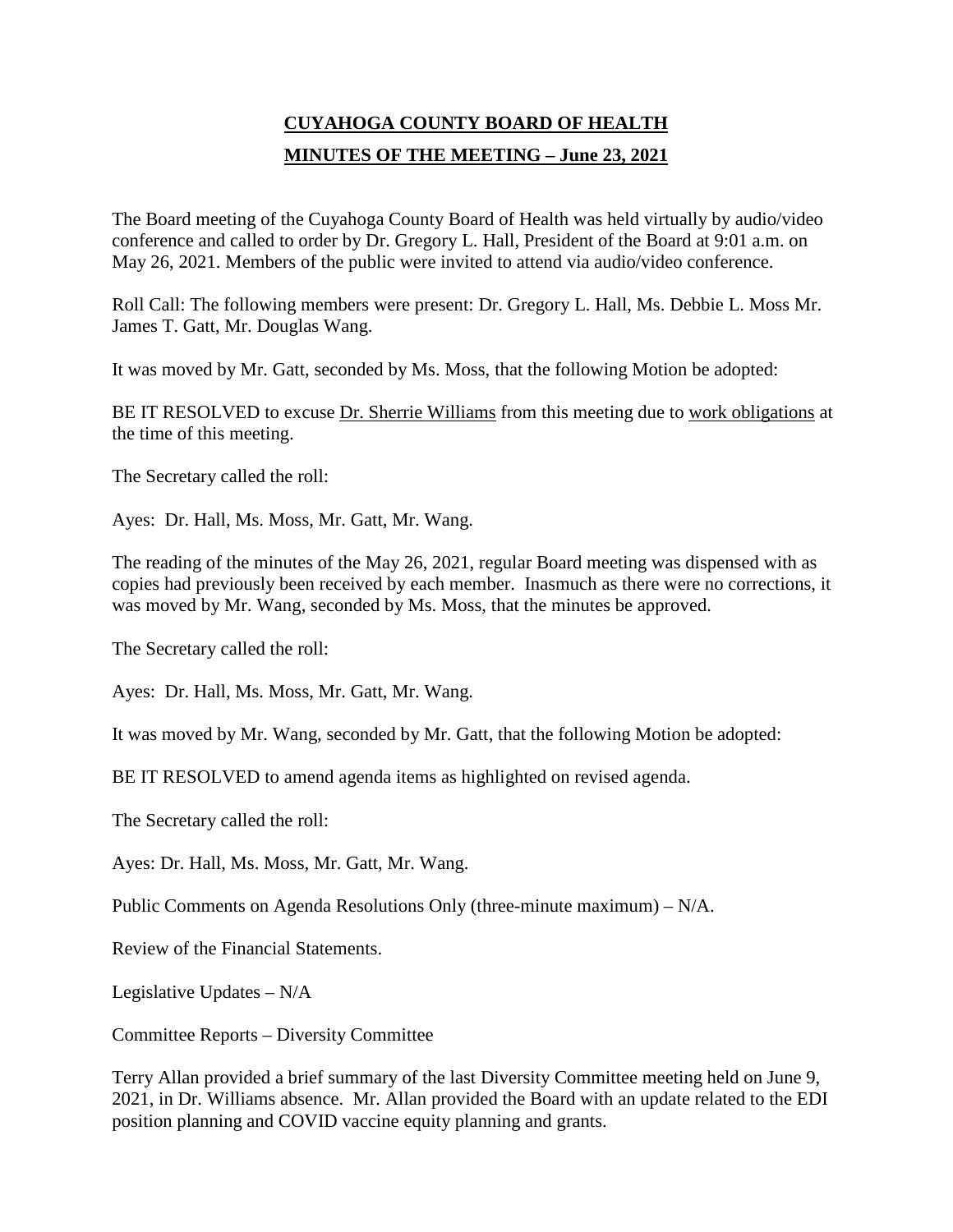# CUYAHOGA COUNTY BOARD OF HEALTH

## MINUTES OF THE MEETING – June 23, 2021

The Board meeting of the Cuyahoga County Board of Health was held virtually by audio/video conference and called to order by Dr. Gregory L. Hall, President of the Board at 9:01 a.m. on May 26, 2021. Members of the public were invited to attend via audio/video conference.

Roll Call: The following members were present: Dr. Gregory L. Hall, Ms. Debbie L. Moss Mr. James T. Gatt, Mr. Douglas Wang.

It was moved by Mr. Gatt, seconded by Ms. Moss, that the following Motion be adopted:

BE IT RESOLVED to excuse Dr. Sherrie Williams from this meeting due to work obligations at the time of this meeting.

The Secretary called the roll:

Ayes: Dr. Hall, Ms. Moss, Mr. Gatt, Mr. Wang.

The reading of the minutes of the May 26, 2021, regular Board meeting was dispensed with as copies had previously been received by each member. Inasmuch as there were no corrections, it was moved by Mr. Wang, seconded by Ms. Moss, that the minutes be approved.

The Secretary called the roll:

Ayes: Dr. Hall, Ms. Moss, Mr. Gatt, Mr. Wang.

It was moved by Mr. Wang, seconded by Mr. Gatt, that the following Motion be adopted:

BE IT RESOLVED to amend agenda items as highlighted on revised agenda.

The Secretary called the roll:

Ayes: Dr. Hall, Ms. Moss, Mr. Gatt, Mr. Wang.

Public Comments on Agenda Resolutions Only (three-minute maximum) – N/A.

Review of the Financial Statements.

Legislative Updates – N/A

Committee Reports – Diversity Committee

Terry Allan provided a brief summary of the last Diversity Committee meeting held on June 9, 2021, in Dr. Williams absence. Mr. Allan provided the Board with an update related to the EDI position planning and COVID vaccine equity planning and grants.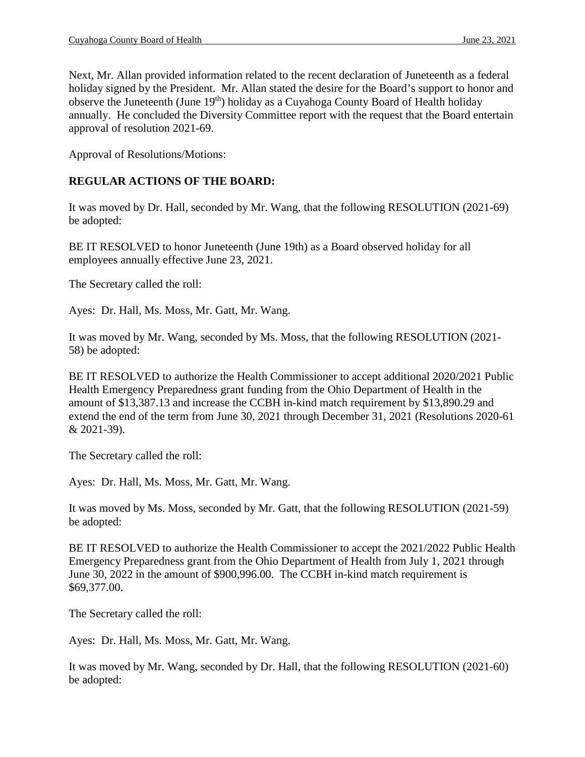Next, Mr. Allan provided information related to the recent declaration of Juneteenth as a federal holiday signed by the President. Mr. Allan stated the desire for the Board's support to honor and observe the Juneteenth (June 19th) holiday as a Cuyahoga County Board of Health holiday annually. He concluded the Diversity Committee report with the request that the Board entertain approval of resolution 2021-69.

Approval of Resolutions/Motions:

**REGULAR ACTIONS OF THE BOARD:**

It was moved by Dr. Hall, seconded by Mr. Wang, that the following RESOLUTION (2021-69) be adopted:

BE IT RESOLVED to honor Juneteenth (June 19th) as a Board observed holiday for all employees annually effective June 23, 2021.

The Secretary called the roll:

Ayes: Dr. Hall, Ms. Moss, Mr. Gatt, Mr. Wang.

It was moved by Mr. Wang, seconded by Ms. Moss, that the following RESOLUTION (2021-58) be adopted:

BE IT RESOLVED to authorize the Health Commissioner to accept additional 2020/2021 Public Health Emergency Preparedness grant funding from the Ohio Department of Health in the amount of $13,387.13 and increase the CCBH in-kind match requirement by $13,890.29 and extend the end of the term from June 30, 2021 through December 31, 2021 (Resolutions 2020-61 & 2021-39).

The Secretary called the roll:

Ayes: Dr. Hall, Ms. Moss, Mr. Gatt, Mr. Wang.

It was moved by Ms. Moss, seconded by Mr. Gatt, that the following RESOLUTION (2021-59) be adopted:

BE IT RESOLVED to authorize the Health Commissioner to accept the 2021/2022 Public Health Emergency Preparedness grant from the Ohio Department of Health from July 1, 2021 through June 30, 2022 in the amount of $900,996.00. The CCBH in-kind match requirement is $69,377.00.

The Secretary called the roll:

Ayes: Dr. Hall, Ms. Moss, Mr. Gatt, Mr. Wang.

It was moved by Mr. Wang, seconded by Dr. Hall, that the following RESOLUTION (2021-60) be adopted: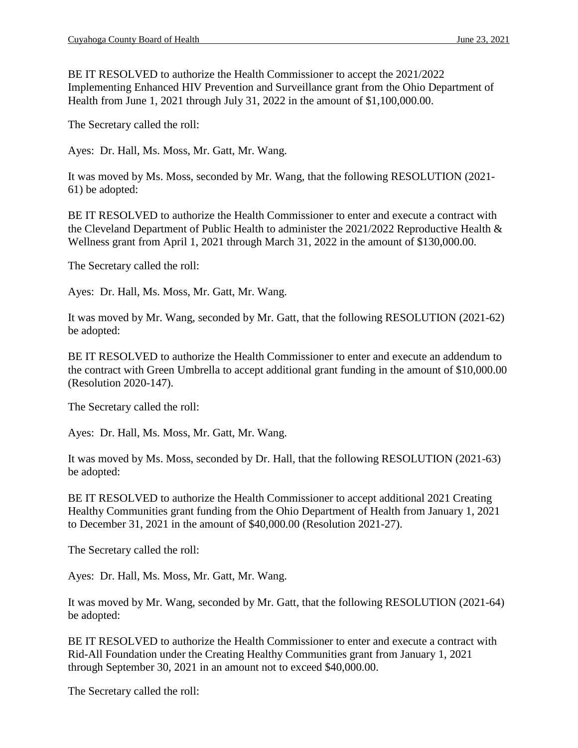BE IT RESOLVED to authorize the Health Commissioner to accept the 2021/2022 Implementing Enhanced HIV Prevention and Surveillance grant from the Ohio Department of Health from June 1, 2021 through July 31, 2022 in the amount of $1,100,000.00.

The Secretary called the roll:

Ayes: Dr. Hall, Ms. Moss, Mr. Gatt, Mr. Wang.

It was moved by Ms. Moss, seconded by Mr. Wang, that the following RESOLUTION (2021-61) be adopted:

BE IT RESOLVED to authorize the Health Commissioner to enter and execute a contract with the Cleveland Department of Public Health to administer the 2021/2022 Reproductive Health & Wellness grant from April 1, 2021 through March 31, 2022 in the amount of $130,000.00.

The Secretary called the roll:

Ayes: Dr. Hall, Ms. Moss, Mr. Gatt, Mr. Wang.

It was moved by Mr. Wang, seconded by Mr. Gatt, that the following RESOLUTION (2021-62) be adopted:

BE IT RESOLVED to authorize the Health Commissioner to enter and execute an addendum to the contract with Green Umbrella to accept additional grant funding in the amount of $10,000.00 (Resolution 2020-147).

The Secretary called the roll:

Ayes: Dr. Hall, Ms. Moss, Mr. Gatt, Mr. Wang.

It was moved by Ms. Moss, seconded by Dr. Hall, that the following RESOLUTION (2021-63) be adopted:

BE IT RESOLVED to authorize the Health Commissioner to accept additional 2021 Creating Healthy Communities grant funding from the Ohio Department of Health from January 1, 2021 to December 31, 2021 in the amount of $40,000.00 (Resolution 2021-27).

The Secretary called the roll:

Ayes: Dr. Hall, Ms. Moss, Mr. Gatt, Mr. Wang.

It was moved by Mr. Wang, seconded by Mr. Gatt, that the following RESOLUTION (2021-64) be adopted:

BE IT RESOLVED to authorize the Health Commissioner to enter and execute a contract with Rid-All Foundation under the Creating Healthy Communities grant from January 1, 2021 through September 30, 2021 in an amount not to exceed $40,000.00.

The Secretary called the roll: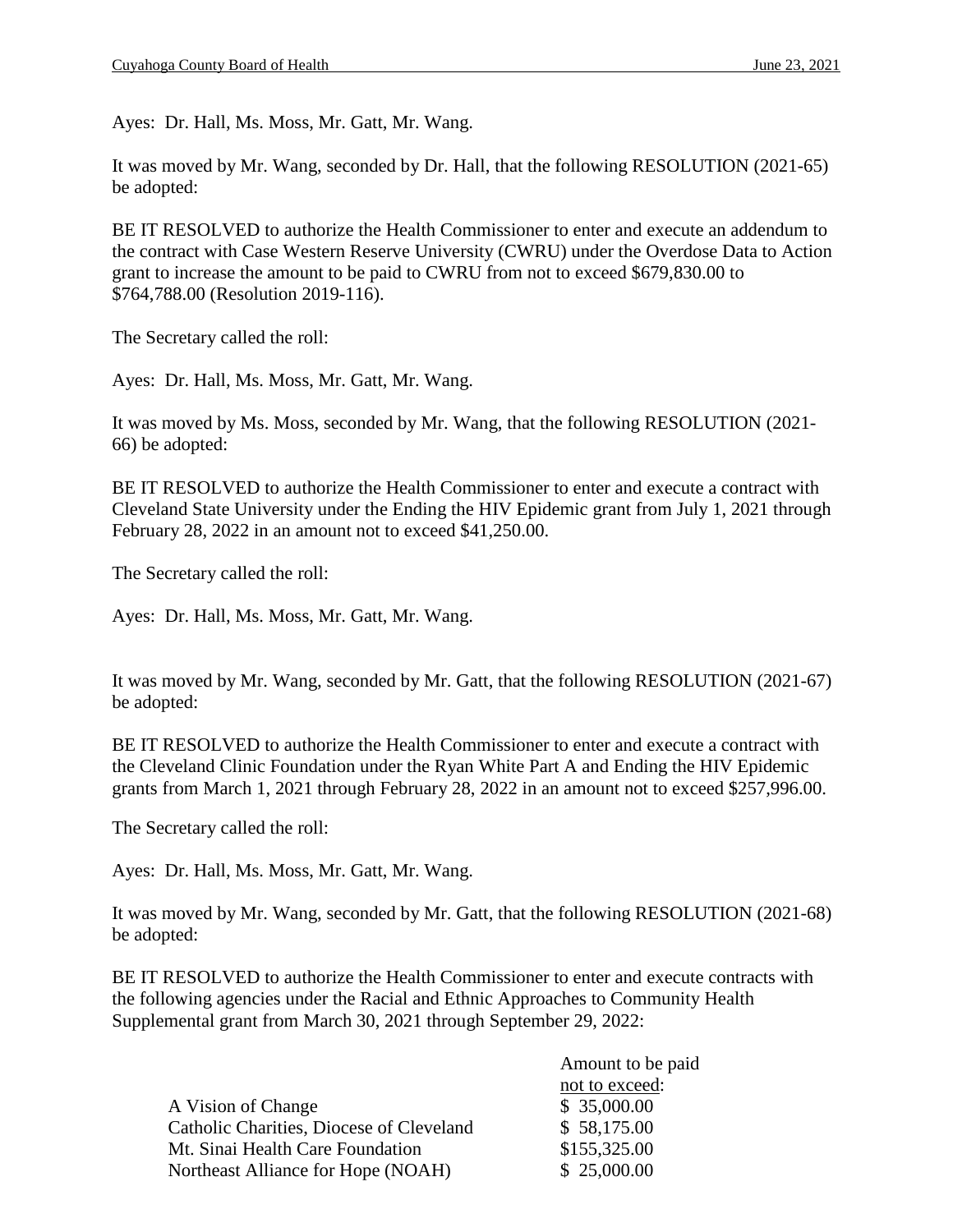Ayes: Dr. Hall, Ms. Moss, Mr. Gatt, Mr. Wang.

It was moved by Mr. Wang, seconded by Dr. Hall, that the following RESOLUTION (2021-65) be adopted:

BE IT RESOLVED to authorize the Health Commissioner to enter and execute an addendum to the contract with Case Western Reserve University (CWRU) under the Overdose Data to Action grant to increase the amount to be paid to CWRU from not to exceed $679,830.00 to $764,788.00 (Resolution 2019-116).

The Secretary called the roll:

Ayes: Dr. Hall, Ms. Moss, Mr. Gatt, Mr. Wang.

It was moved by Ms. Moss, seconded by Mr. Wang, that the following RESOLUTION (2021-66) be adopted:

BE IT RESOLVED to authorize the Health Commissioner to enter and execute a contract with Cleveland State University under the Ending the HIV Epidemic grant from July 1, 2021 through February 28, 2022 in an amount not to exceed $41,250.00.

The Secretary called the roll:

Ayes: Dr. Hall, Ms. Moss, Mr. Gatt, Mr. Wang.

It was moved by Mr. Wang, seconded by Mr. Gatt, that the following RESOLUTION (2021-67) be adopted:

BE IT RESOLVED to authorize the Health Commissioner to enter and execute a contract with the Cleveland Clinic Foundation under the Ryan White Part A and Ending the HIV Epidemic grants from March 1, 2021 through February 28, 2022 in an amount not to exceed $257,996.00.

The Secretary called the roll:

Ayes: Dr. Hall, Ms. Moss, Mr. Gatt, Mr. Wang.

It was moved by Mr. Wang, seconded by Mr. Gatt, that the following RESOLUTION (2021-68) be adopted:

BE IT RESOLVED to authorize the Health Commissioner to enter and execute contracts with the following agencies under the Racial and Ethnic Approaches to Community Health Supplemental grant from March 30, 2021 through September 29, 2022:

| | Amount to be paid not to exceed: |
|---|---|
| A Vision of Change | $ 35,000.00 |
| Catholic Charities, Diocese of Cleveland | $ 58,175.00 |
| Mt. Sinai Health Care Foundation | $155,325.00 |
| Northeast Alliance for Hope (NOAH) | $ 25,000.00 |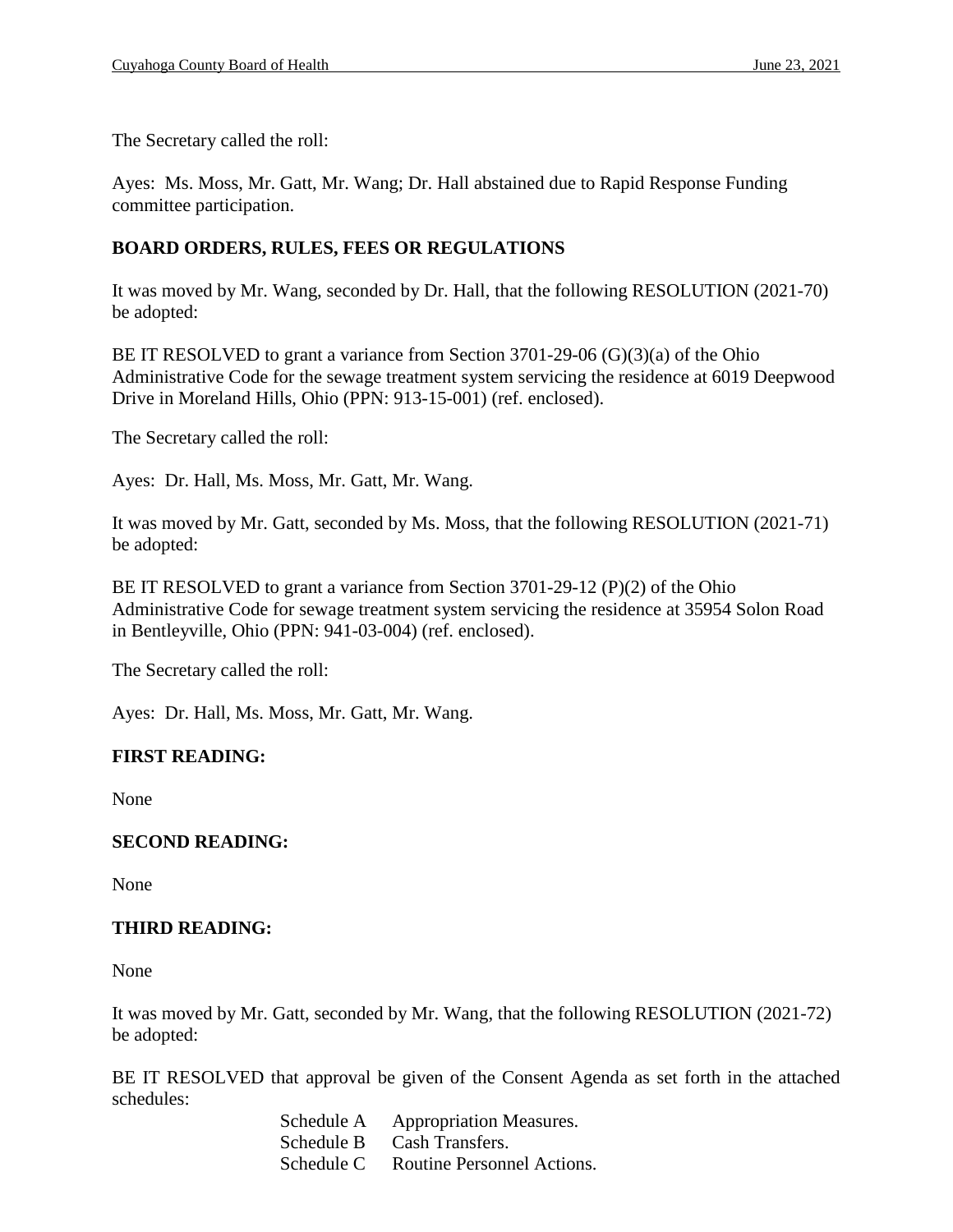The Secretary called the roll:

Ayes: Ms. Moss, Mr. Gatt, Mr. Wang; Dr. Hall abstained due to Rapid Response Funding committee participation.

**BOARD ORDERS, RULES, FEES OR REGULATIONS**

It was moved by Mr. Wang, seconded by Dr. Hall, that the following RESOLUTION (2021-70) be adopted:

BE IT RESOLVED to grant a variance from Section 3701-29-06 (G)(3)(a) of the Ohio Administrative Code for the sewage treatment system servicing the residence at 6019 Deepwood Drive in Moreland Hills, Ohio (PPN: 913-15-001) (ref. enclosed).

The Secretary called the roll:

Ayes: Dr. Hall, Ms. Moss, Mr. Gatt, Mr. Wang.

It was moved by Mr. Gatt, seconded by Ms. Moss, that the following RESOLUTION (2021-71) be adopted:

BE IT RESOLVED to grant a variance from Section 3701-29-12 (P)(2) of the Ohio Administrative Code for sewage treatment system servicing the residence at 35954 Solon Road in Bentleyville, Ohio (PPN: 941-03-004) (ref. enclosed).

The Secretary called the roll:

Ayes: Dr. Hall, Ms. Moss, Mr. Gatt, Mr. Wang.

**FIRST READING:**

None

**SECOND READING:**

None

**THIRD READING:**

None

It was moved by Mr. Gatt, seconded by Mr. Wang, that the following RESOLUTION (2021-72) be adopted:

BE IT RESOLVED that approval be given of the Consent Agenda as set forth in the attached schedules:

Schedule A Appropriation Measures.
Schedule B Cash Transfers.
Schedule C Routine Personnel Actions.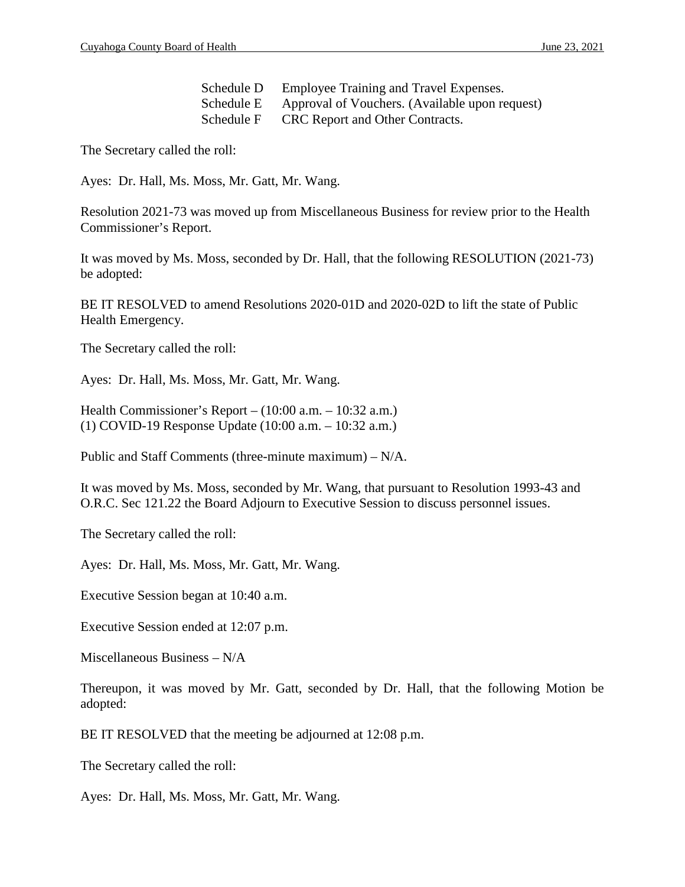| | |
|---|---|
| Schedule D | Employee Training and Travel Expenses. |
| Schedule E | Approval of Vouchers. (Available upon request) |
| Schedule F | CRC Report and Other Contracts. |

The Secretary called the roll:

Ayes: Dr. Hall, Ms. Moss, Mr. Gatt, Mr. Wang.

Resolution 2021-73 was moved up from Miscellaneous Business for review prior to the Health Commissioner's Report.

It was moved by Ms. Moss, seconded by Dr. Hall, that the following RESOLUTION (2021-73) be adopted:

BE IT RESOLVED to amend Resolutions 2020-01D and 2020-02D to lift the state of Public Health Emergency.

The Secretary called the roll:

Ayes: Dr. Hall, Ms. Moss, Mr. Gatt, Mr. Wang.

Health Commissioner's Report – (10:00 a.m. – 10:32 a.m.)
(1) COVID-19 Response Update (10:00 a.m. – 10:32 a.m.)

Public and Staff Comments (three-minute maximum) – N/A.

It was moved by Ms. Moss, seconded by Mr. Wang, that pursuant to Resolution 1993-43 and O.R.C. Sec 121.22 the Board Adjourn to Executive Session to discuss personnel issues.

The Secretary called the roll:

Ayes: Dr. Hall, Ms. Moss, Mr. Gatt, Mr. Wang.

Executive Session began at 10:40 a.m.

Executive Session ended at 12:07 p.m.

Miscellaneous Business – N/A

Thereupon, it was moved by Mr. Gatt, seconded by Dr. Hall, that the following Motion be adopted:

BE IT RESOLVED that the meeting be adjourned at 12:08 p.m.

The Secretary called the roll:

Ayes: Dr. Hall, Ms. Moss, Mr. Gatt, Mr. Wang.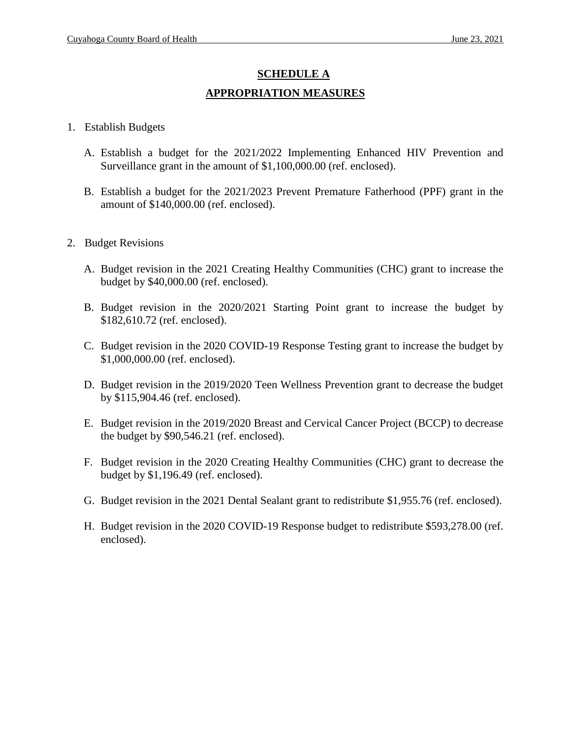## SCHEDULE A

## APPROPRIATION MEASURES

1. Establish Budgets

   A. Establish a budget for the 2021/2022 Implementing Enhanced HIV Prevention and Surveillance grant in the amount of $1,100,000.00 (ref. enclosed).

   B. Establish a budget for the 2021/2023 Prevent Premature Fatherhood (PPF) grant in the amount of $140,000.00 (ref. enclosed).

2. Budget Revisions

   A. Budget revision in the 2021 Creating Healthy Communities (CHC) grant to increase the budget by $40,000.00 (ref. enclosed).

   B. Budget revision in the 2020/2021 Starting Point grant to increase the budget by $182,610.72 (ref. enclosed).

   C. Budget revision in the 2020 COVID-19 Response Testing grant to increase the budget by $1,000,000.00 (ref. enclosed).

   D. Budget revision in the 2019/2020 Teen Wellness Prevention grant to decrease the budget by $115,904.46 (ref. enclosed).

   E. Budget revision in the 2019/2020 Breast and Cervical Cancer Project (BCCP) to decrease the budget by $90,546.21 (ref. enclosed).

   F. Budget revision in the 2020 Creating Healthy Communities (CHC) grant to decrease the budget by $1,196.49 (ref. enclosed).

   G. Budget revision in the 2021 Dental Sealant grant to redistribute $1,955.76 (ref. enclosed).

   H. Budget revision in the 2020 COVID-19 Response budget to redistribute $593,278.00 (ref. enclosed).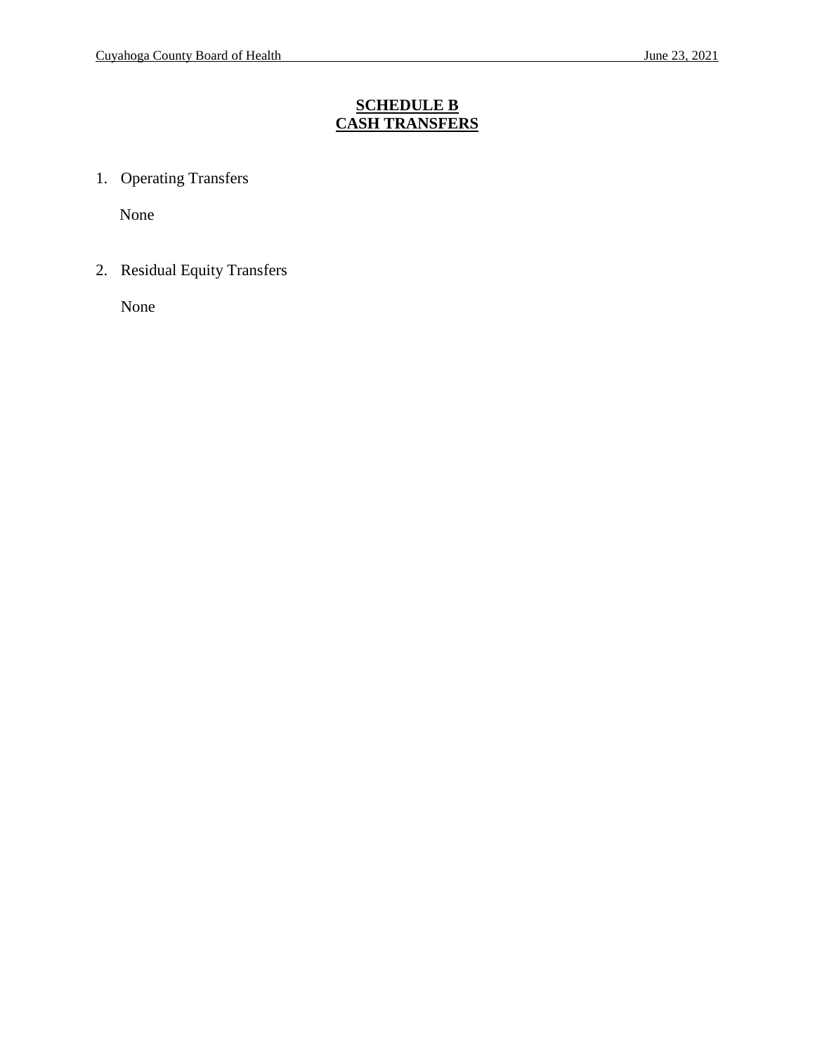# SCHEDULE B
# CASH TRANSFERS

1. Operating Transfers

   None

2. Residual Equity Transfers

   None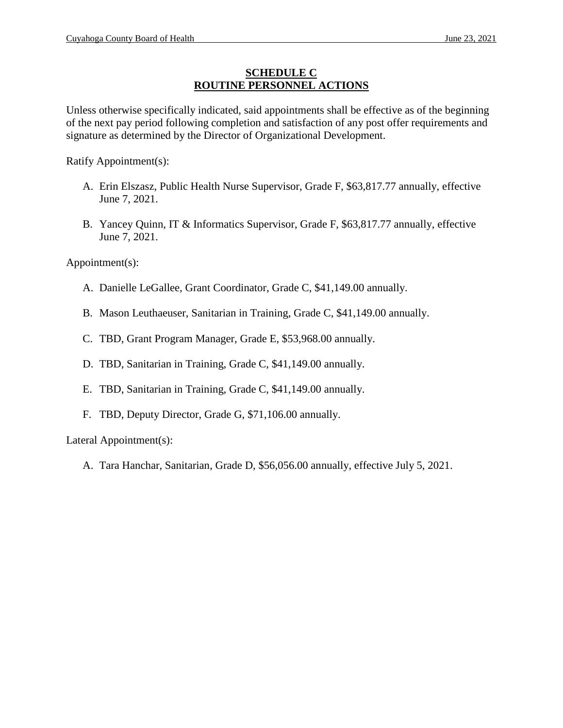# SCHEDULE C
# ROUTINE PERSONNEL ACTIONS

Unless otherwise specifically indicated, said appointments shall be effective as of the beginning of the next pay period following completion and satisfaction of any post offer requirements and signature as determined by the Director of Organizational Development.

Ratify Appointment(s):

A. Erin Elszasz, Public Health Nurse Supervisor, Grade F, $63,817.77 annually, effective June 7, 2021.

B. Yancey Quinn, IT & Informatics Supervisor, Grade F, $63,817.77 annually, effective June 7, 2021.

Appointment(s):

A. Danielle LeGallee, Grant Coordinator, Grade C, $41,149.00 annually.

B. Mason Leuthaeuser, Sanitarian in Training, Grade C, $41,149.00 annually.

C. TBD, Grant Program Manager, Grade E, $53,968.00 annually.

D. TBD, Sanitarian in Training, Grade C, $41,149.00 annually.

E. TBD, Sanitarian in Training, Grade C, $41,149.00 annually.

F. TBD, Deputy Director, Grade G, $71,106.00 annually.

Lateral Appointment(s):

A. Tara Hanchar, Sanitarian, Grade D, $56,056.00 annually, effective July 5, 2021.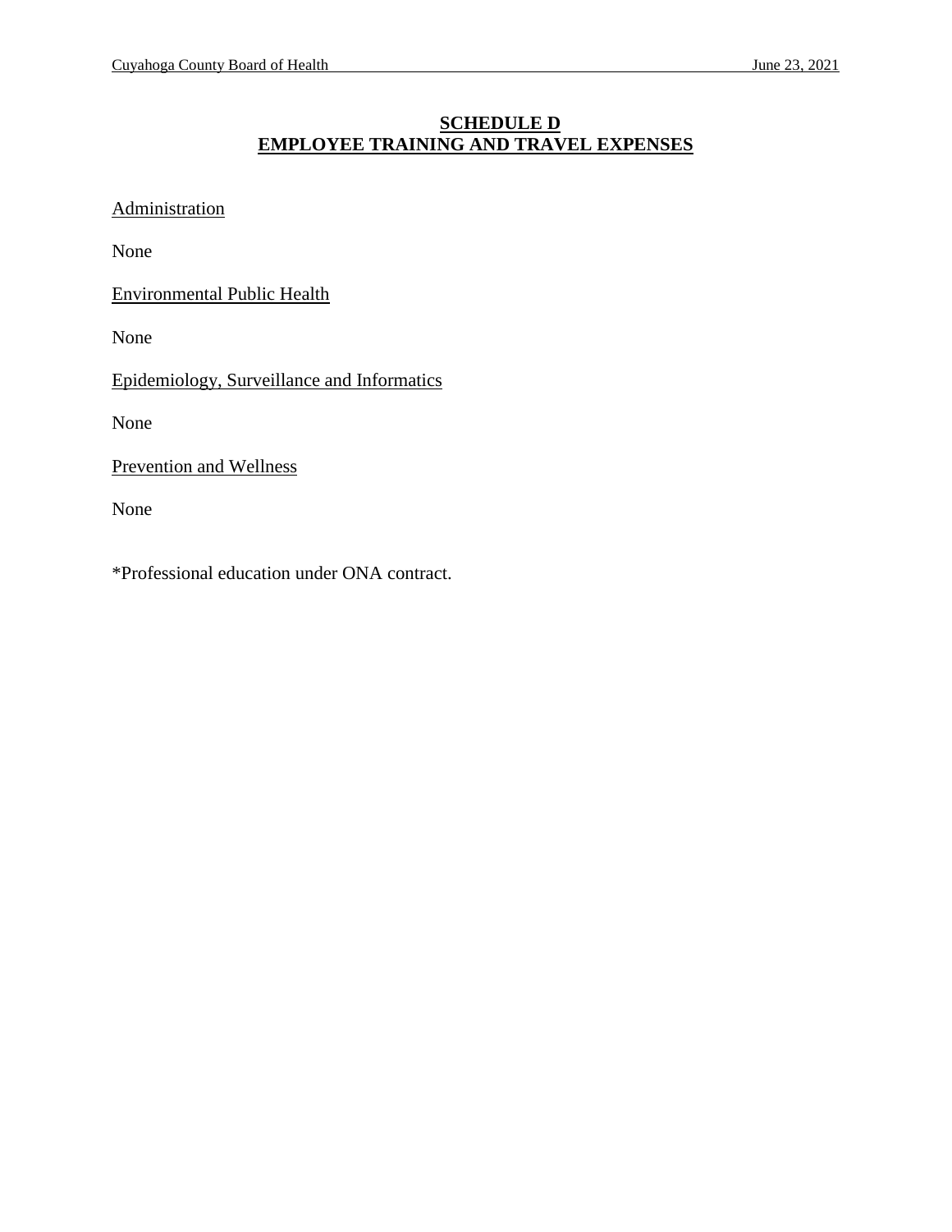# SCHEDULE D
## EMPLOYEE TRAINING AND TRAVEL EXPENSES

Administration

None

Environmental Public Health

None

Epidemiology, Surveillance and Informatics

None

Prevention and Wellness

None

*Professional education under ONA contract.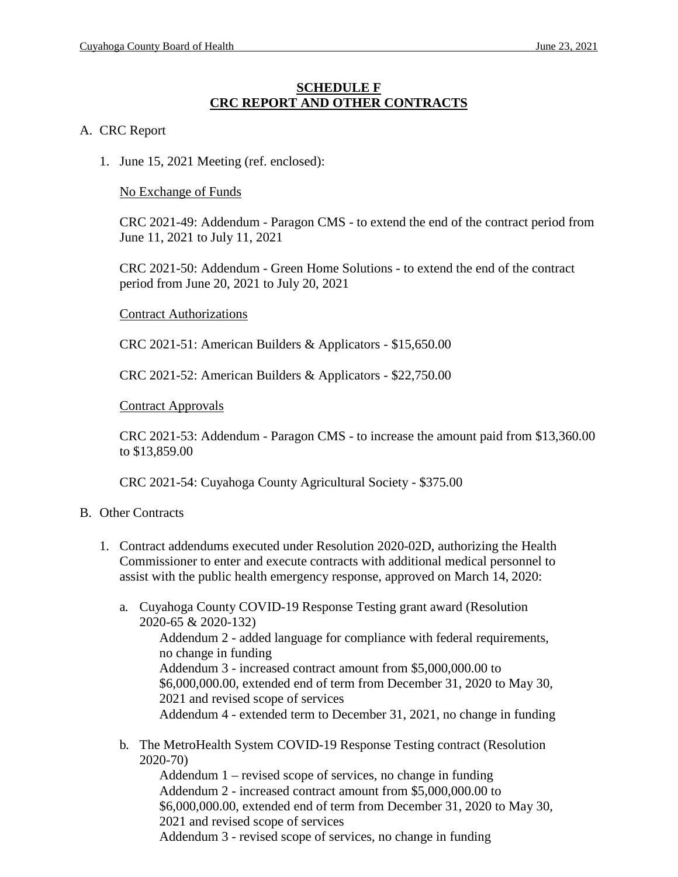## SCHEDULE F
## CRC REPORT AND OTHER CONTRACTS

A. CRC Report

1. June 15, 2021 Meeting (ref. enclosed):

   No Exchange of Funds

   CRC 2021-49: Addendum - Paragon CMS - to extend the end of the contract period from June 11, 2021 to July 11, 2021

   CRC 2021-50: Addendum - Green Home Solutions - to extend the end of the contract period from June 20, 2021 to July 20, 2021

   Contract Authorizations

   CRC 2021-51: American Builders & Applicators - $15,650.00

   CRC 2021-52: American Builders & Applicators - $22,750.00

   Contract Approvals

   CRC 2021-53: Addendum - Paragon CMS - to increase the amount paid from $13,360.00 to $13,859.00

   CRC 2021-54: Cuyahoga County Agricultural Society - $375.00

B. Other Contracts

1. Contract addendums executed under Resolution 2020-02D, authorizing the Health Commissioner to enter and execute contracts with additional medical personnel to assist with the public health emergency response, approved on March 14, 2020:

   a. Cuyahoga County COVID-19 Response Testing grant award (Resolution 2020-65 & 2020-132)
      Addendum 2 - added language for compliance with federal requirements, no change in funding
      Addendum 3 - increased contract amount from $5,000,000.00 to $6,000,000.00, extended end of term from December 31, 2020 to May 30, 2021 and revised scope of services
      Addendum 4 - extended term to December 31, 2021, no change in funding

   b. The MetroHealth System COVID-19 Response Testing contract (Resolution 2020-70)
      Addendum 1 – revised scope of services, no change in funding
      Addendum 2 - increased contract amount from $5,000,000.00 to $6,000,000.00, extended end of term from December 31, 2020 to May 30, 2021 and revised scope of services
      Addendum 3 - revised scope of services, no change in funding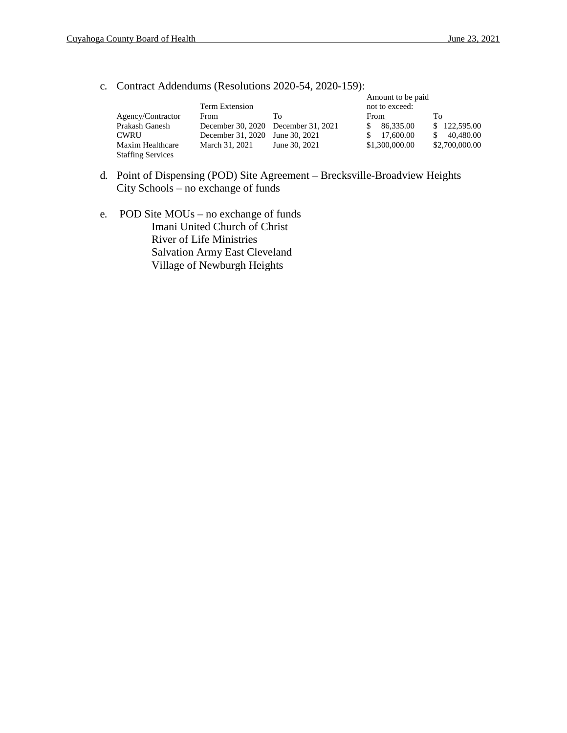c. Contract Addendums (Resolutions 2020-54, 2020-159):

| Agency/Contractor | Term Extension From | To | Amount to be paid not to exceed: From | To |
|---|---|---|---|---|
| Prakash Ganesh | December 30, 2020 | December 31, 2021 | $ 86,335.00 | $ 122,595.00 |
| CWRU | December 31, 2020 | June 30, 2021 | $ 17,600.00 | $ 40,480.00 |
| Maxim Healthcare Staffing Services | March 31, 2021 | June 30, 2021 | $1,300,000.00 | $2,700,000.00 |

d. Point of Dispensing (POD) Site Agreement – Brecksville-Broadview Heights City Schools – no exchange of funds

e. POD Site MOUs – no exchange of funds
   - Imani United Church of Christ
   - River of Life Ministries
   - Salvation Army East Cleveland
   - Village of Newburgh Heights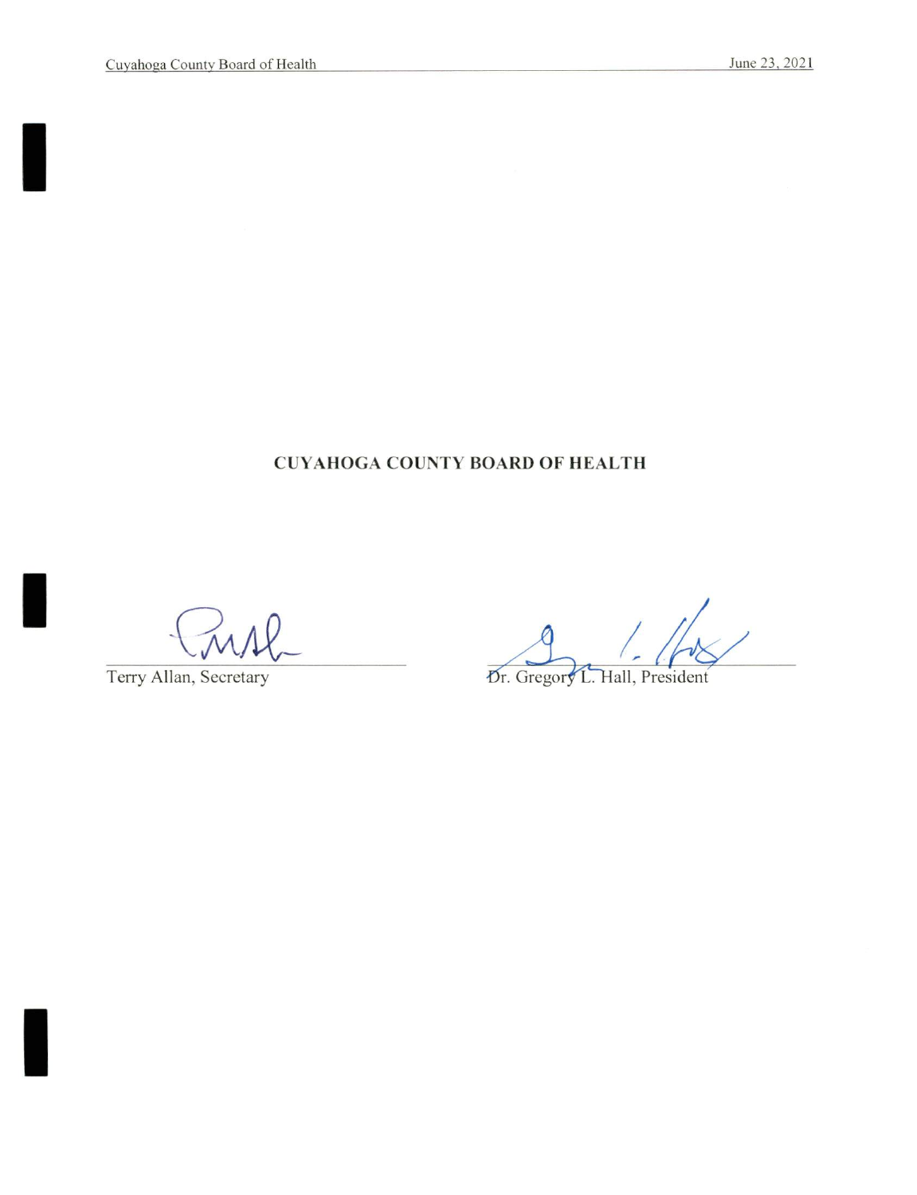**CUYAHOGA COUNTY BOARD OF HEALTH**

Terry Allan, Secretary

Dr. Gregory L. Hall, President